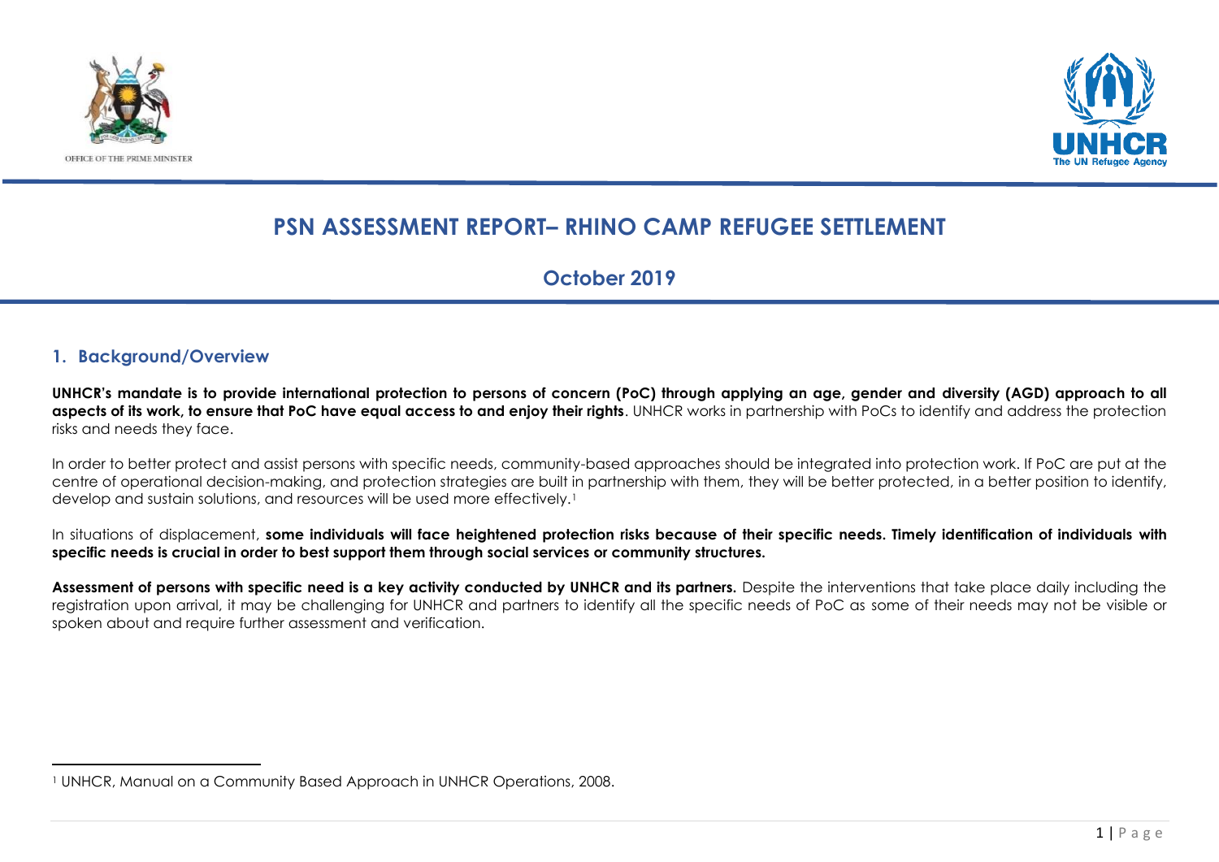OFFICE OF THE PRIME MINISTER

# PSN ASSESSMENT REPORT– RHINO CAMP REFUGEE SETTLEMENT

## October 2019

## 1. Background/Overview

**UNHCR's mandate is to provide international protection to persons of concern (PoC) through applying an age, gender and diversity (AGD) approach to all aspects of its work, to ensure that PoC have equal access to and enjoy their rights**. UNHCR works in partnership with PoCs to identify and address the protection risks and needs they face.

In order to better protect and assist persons with specific needs, community-based approaches should be integrated into protection work. If PoC are put at the centre of operational decision-making, and protection strategies are built in partnership with them, they will be better protected, in a better position to identify, develop and sustain solutions, and resources will be used more effectively.[1]

In situations of displacement, **some individuals will face heightened protection risks because of their specific needs. Timely identification of individuals with specific needs is crucial in order to best support them through social services or community structures.**

**Assessment of persons with specific need is a key activity conducted by UNHCR and its partners.** Despite the interventions that take place daily including the registration upon arrival, it may be challenging for UNHCR and partners to identify all the specific needs of PoC as some of their needs may not be visible or spoken about and require further assessment and verification.

---

[1] UNHCR, Manual on a Community Based Approach in UNHCR Operations, 2008.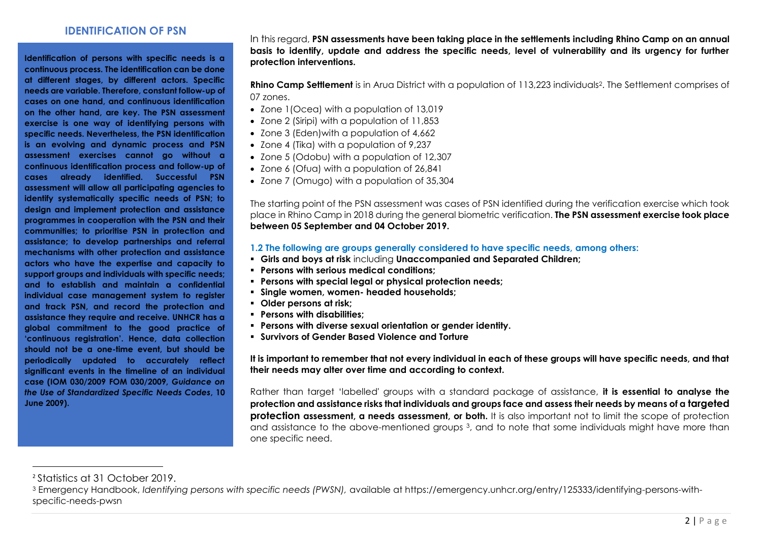## IDENTIFICATION OF PSN

**Identification of persons with specific needs is a continuous process. The identification can be done at different stages, by different actors. Specific needs are variable. Therefore, constant follow-up of cases on one hand, and continuous identification on the other hand, are key. The PSN assessment exercise is one way of identifying persons with specific needs. Nevertheless, the PSN identification is an evolving and dynamic process and PSN assessment exercises cannot go without a continuous identification process and follow-up of cases already identified. Successful PSN assessment will allow all participating agencies to identify systematically specific needs of PSN; to design and implement protection and assistance programmes in cooperation with the PSN and their communities; to prioritise PSN in protection and assistance; to develop partnerships and referral mechanisms with other protection and assistance actors who have the expertise and capacity to support groups and individuals with specific needs; and to establish and maintain a confidential individual case management system to register and track PSN, and record the protection and assistance they require and receive. UNHCR has a global commitment to the good practice of 'continuous registration'. Hence, data collection should not be a one-time event, but should be periodically updated to accurately reflect significant events in the timeline of an individual case (IOM 030/2009 FOM 030/2009, *Guidance on the Use of Standardized Specific Needs Codes*, 10 June 2009).**

In this regard, **PSN assessments have been taking place in the settlements including Rhino Camp on an annual basis to identify, update and address the specific needs, level of vulnerability and its urgency for further protection interventions.**

**Rhino Camp Settlement** is in Arua District with a population of 113,223 individuals[2]. The Settlement comprises of 07 zones.

- Zone 1(Ocea) with a population of 13,019
- Zone 2 (Siripi) with a population of 11,853
- Zone 3 (Eden)with a population of 4,662
- Zone 4 (Tika) with a population of 9,237
- Zone 5 (Odobu) with a population of 12,307
- Zone 6 (Ofua) with a population of 26,841
- Zone 7 (Omugo) with a population of 35,304

The starting point of the PSN assessment was cases of PSN identified during the verification exercise which took place in Rhino Camp in 2018 during the general biometric verification. **The PSN assessment exercise took place between 05 September and 04 October 2019.**

### 1.2 The following are groups generally considered to have specific needs, among others:

- **Girls and boys at risk** including **Unaccompanied and Separated Children;**
- **Persons with serious medical conditions;**
- **Persons with special legal or physical protection needs;**
- **Single women, women- headed households;**
- **Older persons at risk;**
- **Persons with disabilities;**
- **Persons with diverse sexual orientation or gender identity.**
- **Survivors of Gender Based Violence and Torture**

**It is important to remember that not every individual in each of these groups will have specific needs, and that their needs may alter over time and according to context.**

Rather than target 'labelled' groups with a standard package of assistance, **it is essential to analyse the protection and assistance risks that individuals and groups face and assess their needs by means of a targeted protection assessment, a needs assessment, or both.** It is also important not to limit the scope of protection and assistance to the above-mentioned groups [3], and to note that some individuals might have more than one specific need.

---

[2] Statistics at 31 October 2019.

[3] Emergency Handbook, *Identifying persons with specific needs (PWSN),* available at https://emergency.unhcr.org/entry/125333/identifying-persons-with-specific-needs-pwsn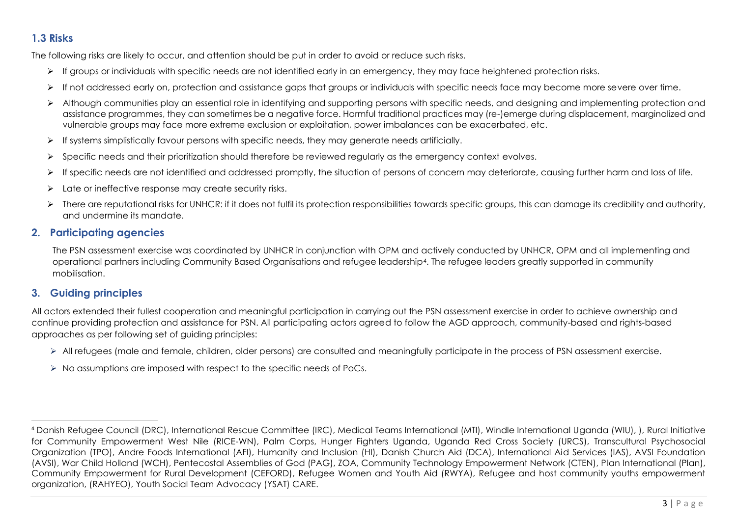### 1.3 Risks

The following risks are likely to occur, and attention should be put in order to avoid or reduce such risks.

- If groups or individuals with specific needs are not identified early in an emergency, they may face heightened protection risks.
- If not addressed early on, protection and assistance gaps that groups or individuals with specific needs face may become more severe over time.
- Although communities play an essential role in identifying and supporting persons with specific needs, and designing and implementing protection and assistance programmes, they can sometimes be a negative force. Harmful traditional practices may (re-)emerge during displacement, marginalized and vulnerable groups may face more extreme exclusion or exploitation, power imbalances can be exacerbated, etc.
- If systems simplistically favour persons with specific needs, they may generate needs artificially.
- Specific needs and their prioritization should therefore be reviewed regularly as the emergency context evolves.
- If specific needs are not identified and addressed promptly, the situation of persons of concern may deteriorate, causing further harm and loss of life.
- Late or ineffective response may create security risks.
- There are reputational risks for UNHCR: if it does not fulfil its protection responsibilities towards specific groups, this can damage its credibility and authority, and undermine its mandate.

## 2. Participating agencies

The PSN assessment exercise was coordinated by UNHCR in conjunction with OPM and actively conducted by UNHCR, OPM and all implementing and operational partners including Community Based Organisations and refugee leadership[4]. The refugee leaders greatly supported in community mobilisation.

## 3. Guiding principles

All actors extended their fullest cooperation and meaningful participation in carrying out the PSN assessment exercise in order to achieve ownership and continue providing protection and assistance for PSN. All participating actors agreed to follow the AGD approach, community-based and rights-based approaches as per following set of guiding principles:

- All refugees (male and female, children, older persons) are consulted and meaningfully participate in the process of PSN assessment exercise.
- No assumptions are imposed with respect to the specific needs of PoCs.

---

[4] Danish Refugee Council (DRC), International Rescue Committee (IRC), Medical Teams International (MTI), Windle International Uganda (WIU), ), Rural Initiative for Community Empowerment West Nile (RICE-WN), Palm Corps, Hunger Fighters Uganda, Uganda Red Cross Society (URCS), Transcultural Psychosocial Organization (TPO), Andre Foods International (AFI), Humanity and Inclusion (HI), Danish Church Aid (DCA), International Aid Services (IAS), AVSI Foundation (AVSI), War Child Holland (WCH), Pentecostal Assemblies of God (PAG), ZOA, Community Technology Empowerment Network (CTEN), Plan International (Plan), Community Empowerment for Rural Development (CEFORD), Refugee Women and Youth Aid (RWYA), Refugee and host community youths empowerment organization, (RAHYEO), Youth Social Team Advocacy (YSAT) CARE.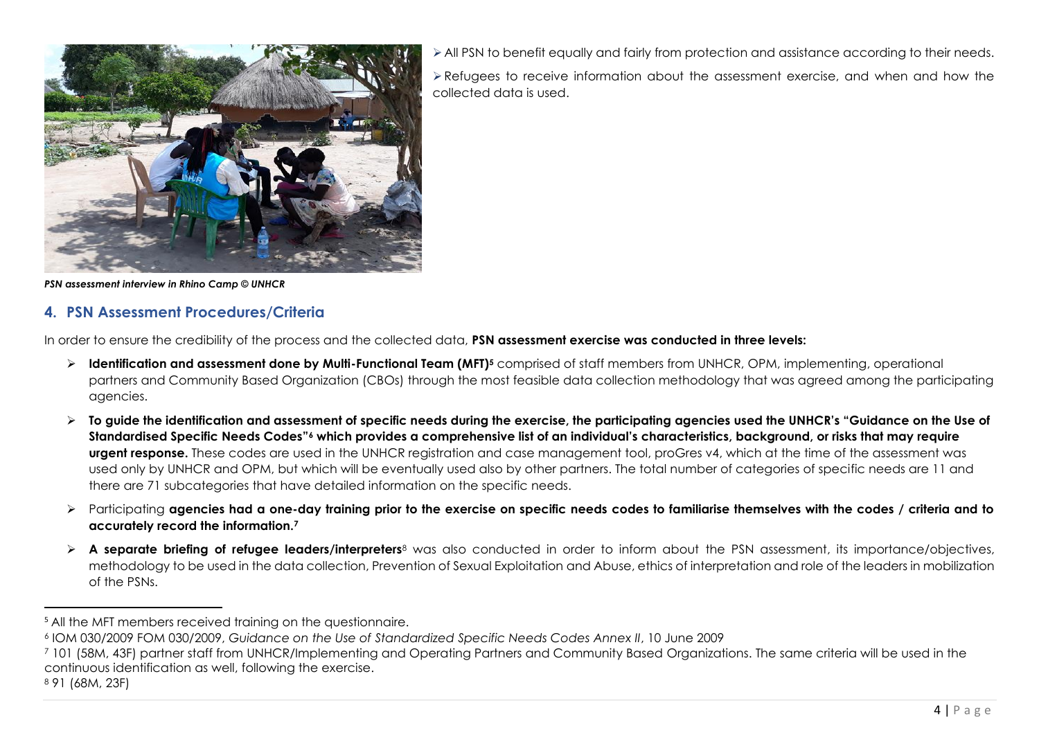*PSN assessment interview in Rhino Camp © UNHCR*

- All PSN to benefit equally and fairly from protection and assistance according to their needs.
- Refugees to receive information about the assessment exercise, and when and how the collected data is used.

## 4. PSN Assessment Procedures/Criteria

In order to ensure the credibility of the process and the collected data, **PSN assessment exercise was conducted in three levels:**

- **Identification and assessment done by Multi-Functional Team (MFT)**[5] comprised of staff members from UNHCR, OPM, implementing, operational partners and Community Based Organization (CBOs) through the most feasible data collection methodology that was agreed among the participating agencies.
- **To guide the identification and assessment of specific needs during the exercise, the participating agencies used the UNHCR's "Guidance on the Use of Standardised Specific Needs Codes"**[6] **which provides a comprehensive list of an individual's characteristics, background, or risks that may require urgent response.** These codes are used in the UNHCR registration and case management tool, proGres v4, which at the time of the assessment was used only by UNHCR and OPM, but which will be eventually used also by other partners. The total number of categories of specific needs are 11 and there are 71 subcategories that have detailed information on the specific needs.
- Participating **agencies had a one-day training prior to the exercise on specific needs codes to familiarise themselves with the codes / criteria and to accurately record the information.**[7]
- **A separate briefing of refugee leaders/interpreters**[8] was also conducted in order to inform about the PSN assessment, its importance/objectives, methodology to be used in the data collection, Prevention of Sexual Exploitation and Abuse, ethics of interpretation and role of the leaders in mobilization of the PSNs.

---

[5] All the MFT members received training on the questionnaire.

[6] IOM 030/2009 FOM 030/2009, *Guidance on the Use of Standardized Specific Needs Codes Annex II*, 10 June 2009

[7] 101 (58M, 43F) partner staff from UNHCR/Implementing and Operating Partners and Community Based Organizations. The same criteria will be used in the continuous identification as well, following the exercise.

[8] 91 (68M, 23F)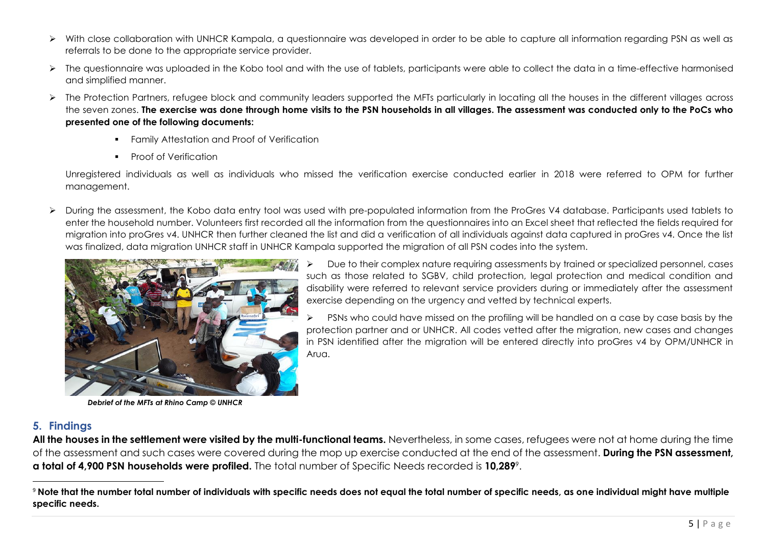- With close collaboration with UNHCR Kampala, a questionnaire was developed in order to be able to capture all information regarding PSN as well as referrals to be done to the appropriate service provider.
- The questionnaire was uploaded in the Kobo tool and with the use of tablets, participants were able to collect the data in a time-effective harmonised and simplified manner.
- The Protection Partners, refugee block and community leaders supported the MFTs particularly in locating all the houses in the different villages across the seven zones. **The exercise was done through home visits to the PSN households in all villages. The assessment was conducted only to the PoCs who presented one of the following documents:**
  - Family Attestation and Proof of Verification
  - Proof of Verification

  Unregistered individuals as well as individuals who missed the verification exercise conducted earlier in 2018 were referred to OPM for further management.
- During the assessment, the Kobo data entry tool was used with pre-populated information from the ProGres V4 database. Participants used tablets to enter the household number. Volunteers first recorded all the information from the questionnaires into an Excel sheet that reflected the fields required for migration into proGres v4. UNHCR then further cleaned the list and did a verification of all individuals against data captured in proGres v4. Once the list was finalized, data migration UNHCR staff in UNHCR Kampala supported the migration of all PSN codes into the system.
- Due to their complex nature requiring assessments by trained or specialized personnel, cases such as those related to SGBV, child protection, legal protection and medical condition and disability were referred to relevant service providers during or immediately after the assessment exercise depending on the urgency and vetted by technical experts.
- PSNs who could have missed on the profiling will be handled on a case by case basis by the protection partner and or UNHCR. All codes vetted after the migration, new cases and changes in PSN identified after the migration will be entered directly into proGres v4 by OPM/UNHCR in Arua.

***Debrief of the MFTs at Rhino Camp © UNHCR***

## 5. Findings

**All the houses in the settlement were visited by the multi-functional teams.** Nevertheless, in some cases, refugees were not at home during the time of the assessment and such cases were covered during the mop up exercise conducted at the end of the assessment. **During the PSN assessment, a total of 4,900 PSN households were profiled.** The total number of Specific Needs recorded is **10,289**[9].

[9] **Note that the number total number of individuals with specific needs does not equal the total number of specific needs, as one individual might have multiple specific needs.**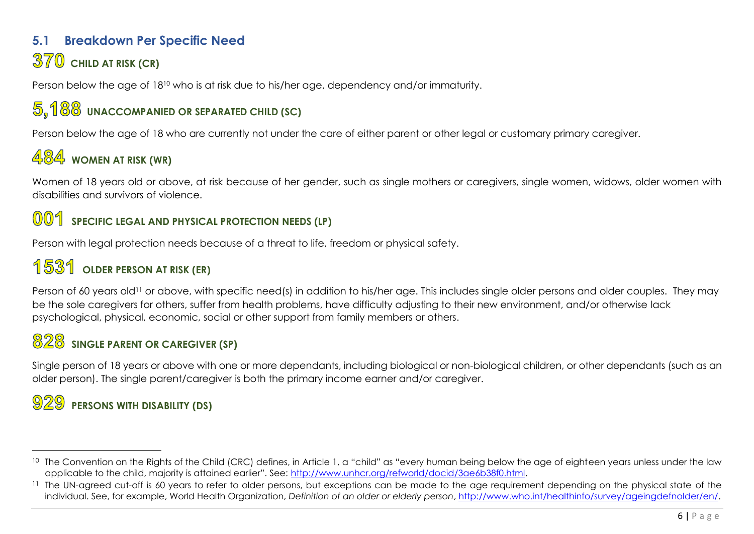## 5.1 Breakdown Per Specific Need

### 370 CHILD AT RISK (CR)

Person below the age of 18[10] who is at risk due to his/her age, dependency and/or immaturity.

### 5,188 UNACCOMPANIED OR SEPARATED CHILD (SC)

Person below the age of 18 who are currently not under the care of either parent or other legal or customary primary caregiver.

### 484 WOMEN AT RISK (WR)

Women of 18 years old or above, at risk because of her gender, such as single mothers or caregivers, single women, widows, older women with disabilities and survivors of violence.

### 001 SPECIFIC LEGAL AND PHYSICAL PROTECTION NEEDS (LP)

Person with legal protection needs because of a threat to life, freedom or physical safety.

### 1531 OLDER PERSON AT RISK (ER)

Person of 60 years old[11] or above, with specific need(s) in addition to his/her age. This includes single older persons and older couples. They may be the sole caregivers for others, suffer from health problems, have difficulty adjusting to their new environment, and/or otherwise lack psychological, physical, economic, social or other support from family members or others.

### 828 SINGLE PARENT OR CAREGIVER (SP)

Single person of 18 years or above with one or more dependants, including biological or non-biological children, or other dependants (such as an older person). The single parent/caregiver is both the primary income earner and/or caregiver.

### 929 PERSONS WITH DISABILITY (DS)

---

[10] The Convention on the Rights of the Child (CRC) defines, in Article 1, a "child" as "every human being below the age of eighteen years unless under the law applicable to the child, majority is attained earlier". See: http://www.unhcr.org/refworld/docid/3ae6b38f0.html.

[11] The UN-agreed cut-off is 60 years to refer to older persons, but exceptions can be made to the age requirement depending on the physical state of the individual. See, for example, World Health Organization, *Definition of an older or elderly person*, http://www.who.int/healthinfo/survey/ageingdefnolder/en/.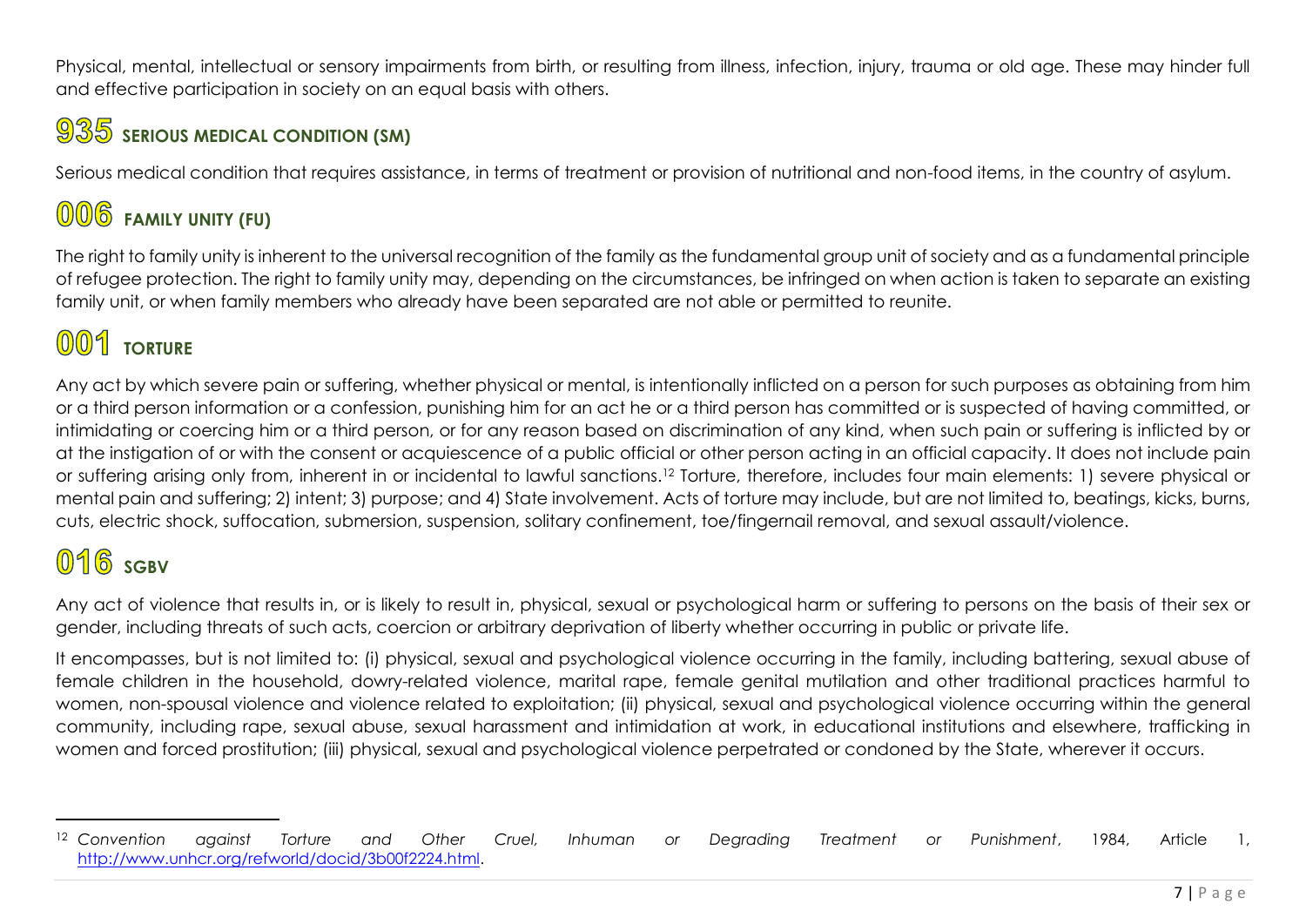Physical, mental, intellectual or sensory impairments from birth, or resulting from illness, infection, injury, trauma or old age. These may hinder full and effective participation in society on an equal basis with others.

## 935 SERIOUS MEDICAL CONDITION (SM)

Serious medical condition that requires assistance, in terms of treatment or provision of nutritional and non-food items, in the country of asylum.

## 006 FAMILY UNITY (FU)

The right to family unity is inherent to the universal recognition of the family as the fundamental group unit of society and as a fundamental principle of refugee protection. The right to family unity may, depending on the circumstances, be infringed on when action is taken to separate an existing family unit, or when family members who already have been separated are not able or permitted to reunite.

## 001 TORTURE

Any act by which severe pain or suffering, whether physical or mental, is intentionally inflicted on a person for such purposes as obtaining from him or a third person information or a confession, punishing him for an act he or a third person has committed or is suspected of having committed, or intimidating or coercing him or a third person, or for any reason based on discrimination of any kind, when such pain or suffering is inflicted by or at the instigation of or with the consent or acquiescence of a public official or other person acting in an official capacity. It does not include pain or suffering arising only from, inherent in or incidental to lawful sanctions.[12] Torture, therefore, includes four main elements: 1) severe physical or mental pain and suffering; 2) intent; 3) purpose; and 4) State involvement. Acts of torture may include, but are not limited to, beatings, kicks, burns, cuts, electric shock, suffocation, submersion, suspension, solitary confinement, toe/fingernail removal, and sexual assault/violence.

## 016 SGBV

Any act of violence that results in, or is likely to result in, physical, sexual or psychological harm or suffering to persons on the basis of their sex or gender, including threats of such acts, coercion or arbitrary deprivation of liberty whether occurring in public or private life.

It encompasses, but is not limited to: (i) physical, sexual and psychological violence occurring in the family, including battering, sexual abuse of female children in the household, dowry-related violence, marital rape, female genital mutilation and other traditional practices harmful to women, non-spousal violence and violence related to exploitation; (ii) physical, sexual and psychological violence occurring within the general community, including rape, sexual abuse, sexual harassment and intimidation at work, in educational institutions and elsewhere, trafficking in women and forced prostitution; (iii) physical, sexual and psychological violence perpetrated or condoned by the State, wherever it occurs.

---

[12] *Convention against Torture and Other Cruel, Inhuman or Degrading Treatment or Punishment*, 1984, Article 1, http://www.unhcr.org/refworld/docid/3b00f2224.html.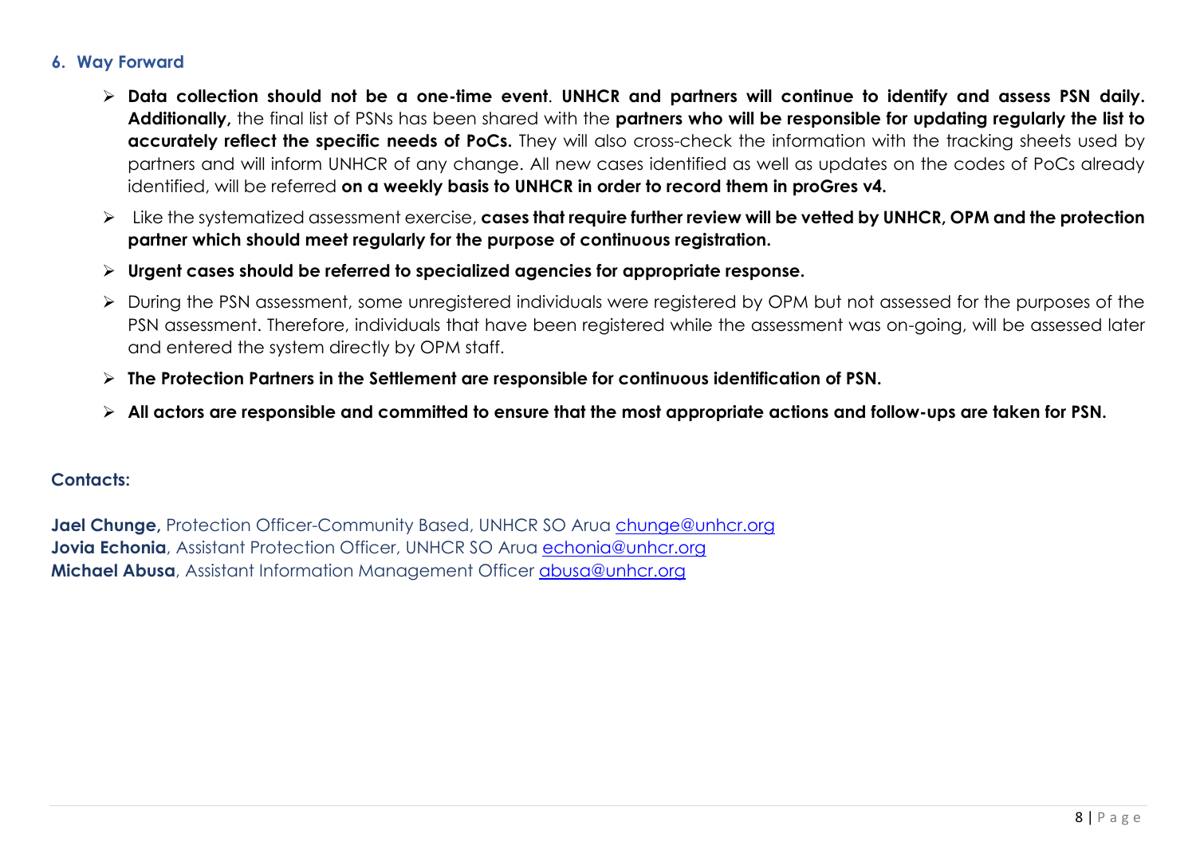## 6. Way Forward

- **Data collection should not be a one-time event**. **UNHCR and partners will continue to identify and assess PSN daily. Additionally,** the final list of PSNs has been shared with the **partners who will be responsible for updating regularly the list to accurately reflect the specific needs of PoCs.** They will also cross-check the information with the tracking sheets used by partners and will inform UNHCR of any change. All new cases identified as well as updates on the codes of PoCs already identified, will be referred **on a weekly basis to UNHCR in order to record them in proGres v4.**
- Like the systematized assessment exercise, **cases that require further review will be vetted by UNHCR, OPM and the protection partner which should meet regularly for the purpose of continuous registration.**
- **Urgent cases should be referred to specialized agencies for appropriate response.**
- During the PSN assessment, some unregistered individuals were registered by OPM but not assessed for the purposes of the PSN assessment. Therefore, individuals that have been registered while the assessment was on-going, will be assessed later and entered the system directly by OPM staff.
- **The Protection Partners in the Settlement are responsible for continuous identification of PSN.**
- **All actors are responsible and committed to ensure that the most appropriate actions and follow-ups are taken for PSN.**

**Contacts:**

**Jael Chunge,** Protection Officer-Community Based, UNHCR SO Arua chunge@unhcr.org
**Jovia Echonia**, Assistant Protection Officer, UNHCR SO Arua echonia@unhcr.org
**Michael Abusa**, Assistant Information Management Officer abusa@unhcr.org